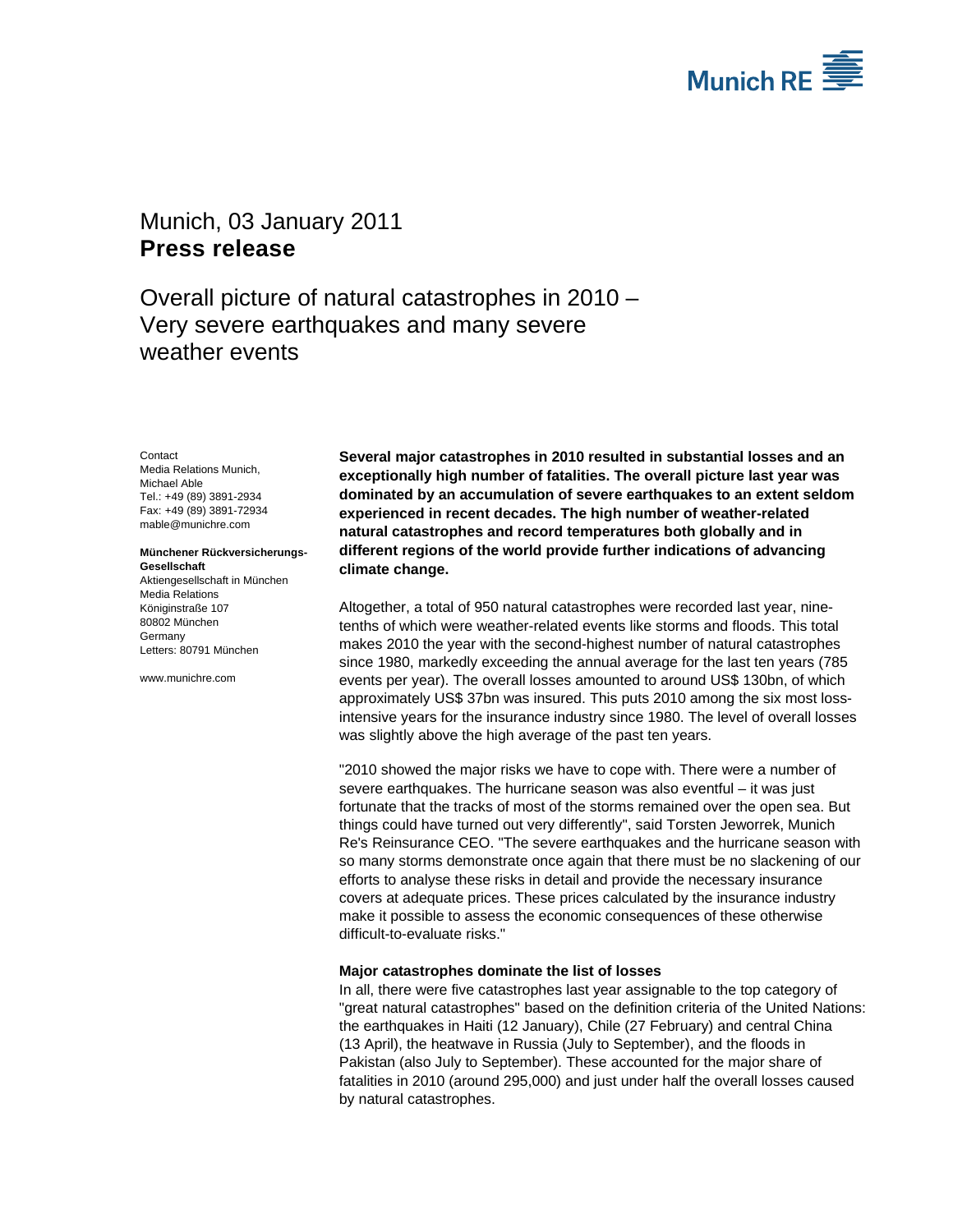Munich, 03 January 2011
**Press release**

# Overall picture of natural catastrophes in 2010 – Very severe earthquakes and many severe weather events

Contact
Media Relations Munich,
Michael Able
Tel.: +49 (89) 3891-2934
Fax: +49 (89) 3891-72934
mable@munichre.com

**Münchener Rückversicherungs-Gesellschaft**
Aktiengesellschaft in München
Media Relations
Königinstraße 107
80802 München
Germany
Letters: 80791 München

www.munichre.com

**Several major catastrophes in 2010 resulted in substantial losses and an exceptionally high number of fatalities. The overall picture last year was dominated by an accumulation of severe earthquakes to an extent seldom experienced in recent decades. The high number of weather-related natural catastrophes and record temperatures both globally and in different regions of the world provide further indications of advancing climate change.**

Altogether, a total of 950 natural catastrophes were recorded last year, nine-tenths of which were weather-related events like storms and floods. This total makes 2010 the year with the second-highest number of natural catastrophes since 1980, markedly exceeding the annual average for the last ten years (785 events per year). The overall losses amounted to around US$ 130bn, of which approximately US$ 37bn was insured. This puts 2010 among the six most loss-intensive years for the insurance industry since 1980. The level of overall losses was slightly above the high average of the past ten years.

"2010 showed the major risks we have to cope with. There were a number of severe earthquakes. The hurricane season was also eventful – it was just fortunate that the tracks of most of the storms remained over the open sea. But things could have turned out very differently", said Torsten Jeworrek, Munich Re's Reinsurance CEO. "The severe earthquakes and the hurricane season with so many storms demonstrate once again that there must be no slackening of our efforts to analyse these risks in detail and provide the necessary insurance covers at adequate prices. These prices calculated by the insurance industry make it possible to assess the economic consequences of these otherwise difficult-to-evaluate risks."

**Major catastrophes dominate the list of losses**

In all, there were five catastrophes last year assignable to the top category of "great natural catastrophes" based on the definition criteria of the United Nations: the earthquakes in Haiti (12 January), Chile (27 February) and central China (13 April), the heatwave in Russia (July to September), and the floods in Pakistan (also July to September). These accounted for the major share of fatalities in 2010 (around 295,000) and just under half the overall losses caused by natural catastrophes.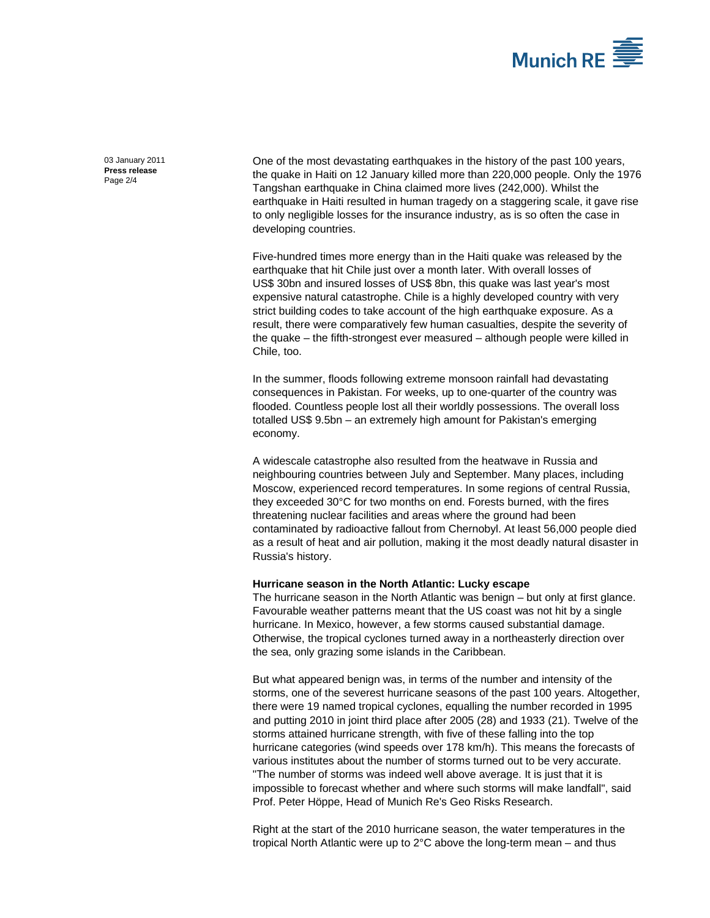One of the most devastating earthquakes in the history of the past 100 years, the quake in Haiti on 12 January killed more than 220,000 people. Only the 1976 Tangshan earthquake in China claimed more lives (242,000). Whilst the earthquake in Haiti resulted in human tragedy on a staggering scale, it gave rise to only negligible losses for the insurance industry, as is so often the case in developing countries.

Five-hundred times more energy than in the Haiti quake was released by the earthquake that hit Chile just over a month later. With overall losses of US$ 30bn and insured losses of US$ 8bn, this quake was last year's most expensive natural catastrophe. Chile is a highly developed country with very strict building codes to take account of the high earthquake exposure. As a result, there were comparatively few human casualties, despite the severity of the quake – the fifth-strongest ever measured – although people were killed in Chile, too.

In the summer, floods following extreme monsoon rainfall had devastating consequences in Pakistan. For weeks, up to one-quarter of the country was flooded. Countless people lost all their worldly possessions. The overall loss totalled US$ 9.5bn – an extremely high amount for Pakistan's emerging economy.

A widescale catastrophe also resulted from the heatwave in Russia and neighbouring countries between July and September. Many places, including Moscow, experienced record temperatures. In some regions of central Russia, they exceeded 30°C for two months on end. Forests burned, with the fires threatening nuclear facilities and areas where the ground had been contaminated by radioactive fallout from Chernobyl. At least 56,000 people died as a result of heat and air pollution, making it the most deadly natural disaster in Russia's history.

**Hurricane season in the North Atlantic: Lucky escape**

The hurricane season in the North Atlantic was benign – but only at first glance. Favourable weather patterns meant that the US coast was not hit by a single hurricane. In Mexico, however, a few storms caused substantial damage. Otherwise, the tropical cyclones turned away in a northeasterly direction over the sea, only grazing some islands in the Caribbean.

But what appeared benign was, in terms of the number and intensity of the storms, one of the severest hurricane seasons of the past 100 years. Altogether, there were 19 named tropical cyclones, equalling the number recorded in 1995 and putting 2010 in joint third place after 2005 (28) and 1933 (21). Twelve of the storms attained hurricane strength, with five of these falling into the top hurricane categories (wind speeds over 178 km/h). This means the forecasts of various institutes about the number of storms turned out to be very accurate. "The number of storms was indeed well above average. It is just that it is impossible to forecast whether and where such storms will make landfall", said Prof. Peter Höppe, Head of Munich Re's Geo Risks Research.

Right at the start of the 2010 hurricane season, the water temperatures in the tropical North Atlantic were up to 2°C above the long-term mean – and thus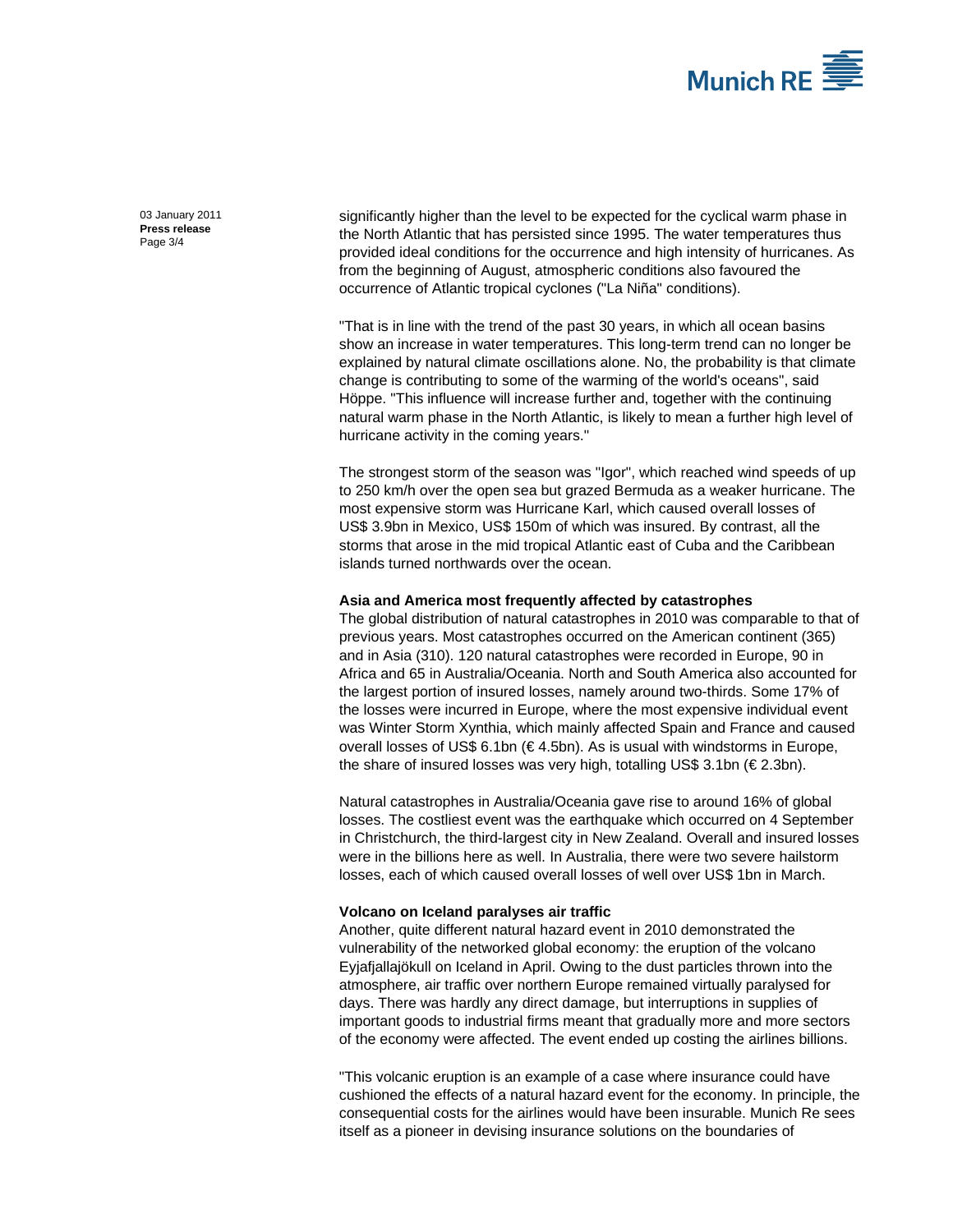significantly higher than the level to be expected for the cyclical warm phase in the North Atlantic that has persisted since 1995. The water temperatures thus provided ideal conditions for the occurrence and high intensity of hurricanes. As from the beginning of August, atmospheric conditions also favoured the occurrence of Atlantic tropical cyclones ("La Niña" conditions).

"That is in line with the trend of the past 30 years, in which all ocean basins show an increase in water temperatures. This long-term trend can no longer be explained by natural climate oscillations alone. No, the probability is that climate change is contributing to some of the warming of the world's oceans", said Höppe. "This influence will increase further and, together with the continuing natural warm phase in the North Atlantic, is likely to mean a further high level of hurricane activity in the coming years."

The strongest storm of the season was "Igor", which reached wind speeds of up to 250 km/h over the open sea but grazed Bermuda as a weaker hurricane. The most expensive storm was Hurricane Karl, which caused overall losses of US$ 3.9bn in Mexico, US$ 150m of which was insured. By contrast, all the storms that arose in the mid tropical Atlantic east of Cuba and the Caribbean islands turned northwards over the ocean.

**Asia and America most frequently affected by catastrophes**

The global distribution of natural catastrophes in 2010 was comparable to that of previous years. Most catastrophes occurred on the American continent (365) and in Asia (310). 120 natural catastrophes were recorded in Europe, 90 in Africa and 65 in Australia/Oceania. North and South America also accounted for the largest portion of insured losses, namely around two-thirds. Some 17% of the losses were incurred in Europe, where the most expensive individual event was Winter Storm Xynthia, which mainly affected Spain and France and caused overall losses of US$ 6.1bn (€ 4.5bn). As is usual with windstorms in Europe, the share of insured losses was very high, totalling US$ 3.1bn (€ 2.3bn).

Natural catastrophes in Australia/Oceania gave rise to around 16% of global losses. The costliest event was the earthquake which occurred on 4 September in Christchurch, the third-largest city in New Zealand. Overall and insured losses were in the billions here as well. In Australia, there were two severe hailstorm losses, each of which caused overall losses of well over US$ 1bn in March.

**Volcano on Iceland paralyses air traffic**

Another, quite different natural hazard event in 2010 demonstrated the vulnerability of the networked global economy: the eruption of the volcano Eyjafjallajökull on Iceland in April. Owing to the dust particles thrown into the atmosphere, air traffic over northern Europe remained virtually paralysed for days. There was hardly any direct damage, but interruptions in supplies of important goods to industrial firms meant that gradually more and more sectors of the economy were affected. The event ended up costing the airlines billions.

"This volcanic eruption is an example of a case where insurance could have cushioned the effects of a natural hazard event for the economy. In principle, the consequential costs for the airlines would have been insurable. Munich Re sees itself as a pioneer in devising insurance solutions on the boundaries of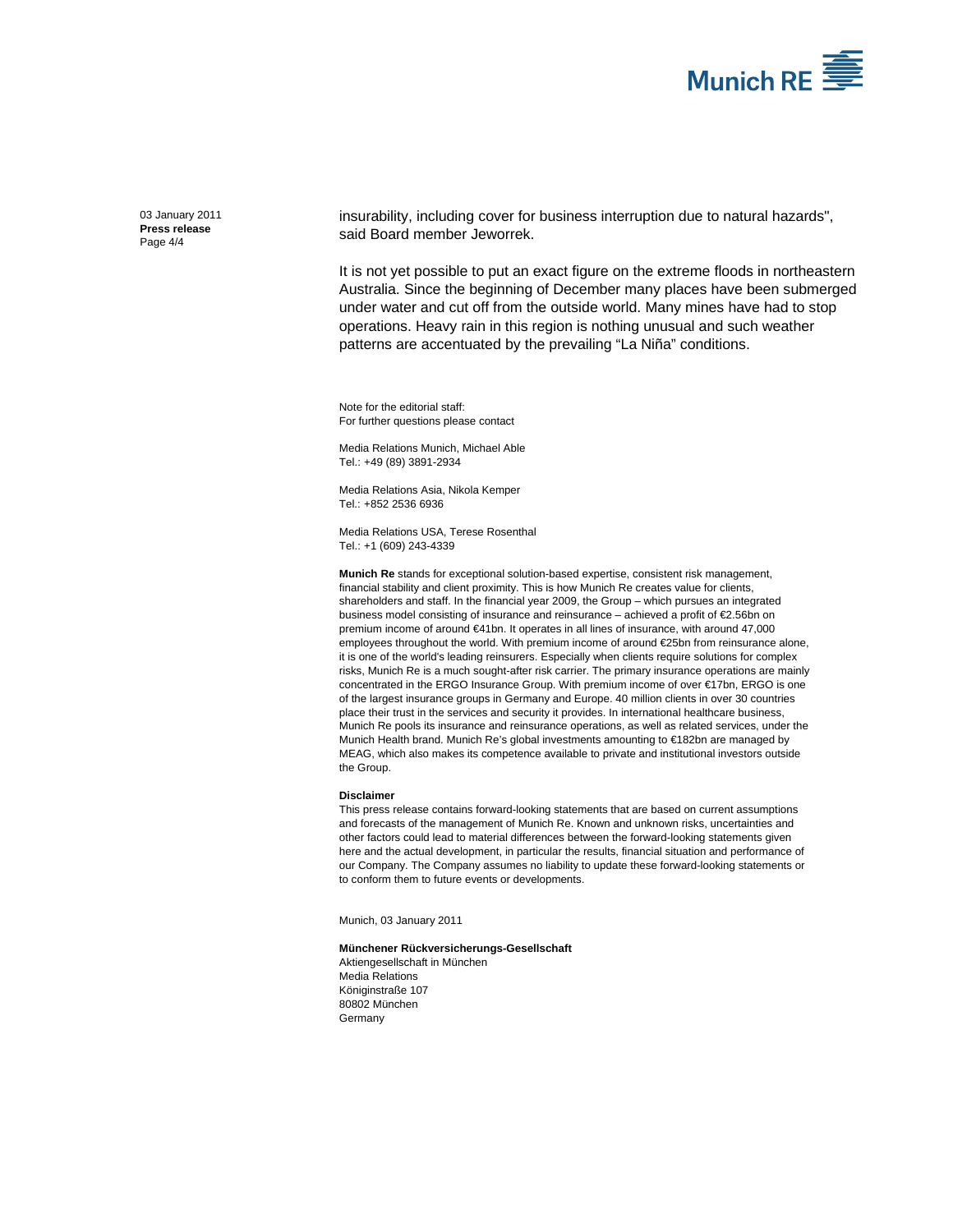insurability, including cover for business interruption due to natural hazards", said Board member Jeworrek.

It is not yet possible to put an exact figure on the extreme floods in northeastern Australia. Since the beginning of December many places have been submerged under water and cut off from the outside world. Many mines have had to stop operations. Heavy rain in this region is nothing unusual and such weather patterns are accentuated by the prevailing "La Niña" conditions.

Note for the editorial staff:
For further questions please contact

Media Relations Munich, Michael Able
Tel.: +49 (89) 3891-2934

Media Relations Asia, Nikola Kemper
Tel.: +852 2536 6936

Media Relations USA, Terese Rosenthal
Tel.: +1 (609) 243-4339

**Munich Re** stands for exceptional solution-based expertise, consistent risk management, financial stability and client proximity. This is how Munich Re creates value for clients, shareholders and staff. In the financial year 2009, the Group – which pursues an integrated business model consisting of insurance and reinsurance – achieved a profit of €2.56bn on premium income of around €41bn. It operates in all lines of insurance, with around 47,000 employees throughout the world. With premium income of around €25bn from reinsurance alone, it is one of the world's leading reinsurers. Especially when clients require solutions for complex risks, Munich Re is a much sought-after risk carrier. The primary insurance operations are mainly concentrated in the ERGO Insurance Group. With premium income of over €17bn, ERGO is one of the largest insurance groups in Germany and Europe. 40 million clients in over 30 countries place their trust in the services and security it provides. In international healthcare business, Munich Re pools its insurance and reinsurance operations, as well as related services, under the Munich Health brand. Munich Re's global investments amounting to €182bn are managed by MEAG, which also makes its competence available to private and institutional investors outside the Group.

**Disclaimer**

This press release contains forward-looking statements that are based on current assumptions and forecasts of the management of Munich Re. Known and unknown risks, uncertainties and other factors could lead to material differences between the forward-looking statements given here and the actual development, in particular the results, financial situation and performance of our Company. The Company assumes no liability to update these forward-looking statements or to conform them to future events or developments.

Munich, 03 January 2011

**Münchener Rückversicherungs-Gesellschaft**
Aktiengesellschaft in München
Media Relations
Königinstraße 107
80802 München
Germany